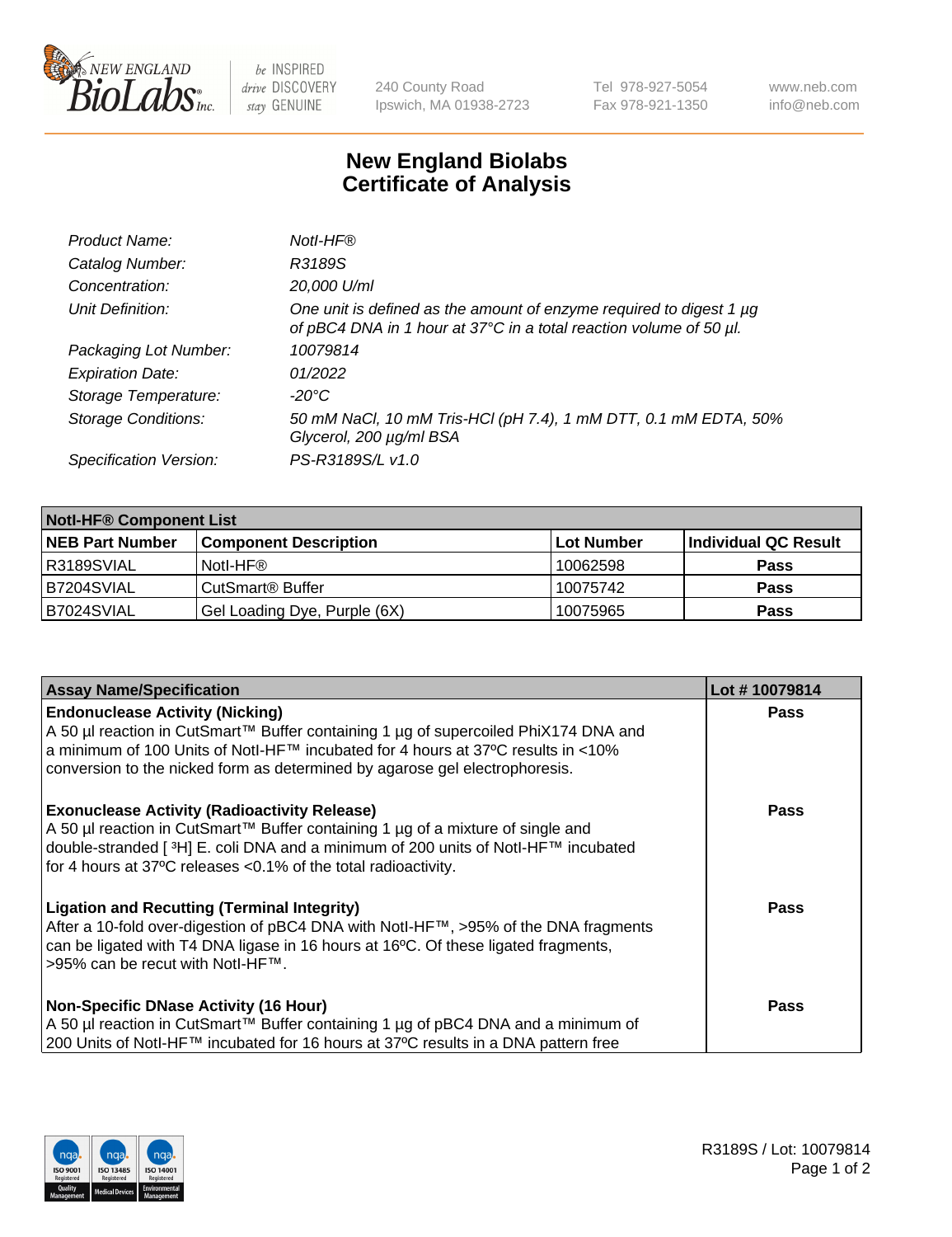# New England Biolabs
# Certificate of Analysis

| | |
|---|---|
| *Product Name:* | *NotI-HF®* |
| *Catalog Number:* | *R3189S* |
| *Concentration:* | *20,000 U/ml* |
| *Unit Definition:* | *One unit is defined as the amount of enzyme required to digest 1 µg of pBC4 DNA in 1 hour at 37°C in a total reaction volume of 50 µl.* |
| *Packaging Lot Number:* | *10079814* |
| *Expiration Date:* | *01/2022* |
| *Storage Temperature:* | *-20°C* |
| *Storage Conditions:* | *50 mM NaCl, 10 mM Tris-HCl (pH 7.4), 1 mM DTT, 0.1 mM EDTA, 50% Glycerol, 200 µg/ml BSA* |
| *Specification Version:* | *PS-R3189S/L v1.0* |

| **NotI-HF® Component List** | | | |
|---|---|---|---|
| **NEB Part Number** | **Component Description** | **Lot Number** | **Individual QC Result** |
| R3189SVIAL | NotI-HF® | 10062598 | **Pass** |
| B7204SVIAL | CutSmart® Buffer | 10075742 | **Pass** |
| B7024SVIAL | Gel Loading Dye, Purple (6X) | 10075965 | **Pass** |

| **Assay Name/Specification** | **Lot # 10079814** |
|---|---|
| **Endonuclease Activity (Nicking)**<br>A 50 µl reaction in CutSmart™ Buffer containing 1 µg of supercoiled PhiX174 DNA and a minimum of 100 Units of NotI-HF™ incubated for 4 hours at 37ºC results in <10% conversion to the nicked form as determined by agarose gel electrophoresis. | **Pass** |
| **Exonuclease Activity (Radioactivity Release)**<br>A 50 µl reaction in CutSmart™ Buffer containing 1 µg of a mixture of single and double-stranded [ $^{3}$H] E. coli DNA and a minimum of 200 units of NotI-HF™ incubated for 4 hours at 37ºC releases <0.1% of the total radioactivity. | **Pass** |
| **Ligation and Recutting (Terminal Integrity)**<br>After a 10-fold over-digestion of pBC4 DNA with NotI-HF™, >95% of the DNA fragments can be ligated with T4 DNA ligase in 16 hours at 16ºC. Of these ligated fragments, >95% can be recut with NotI-HF™. | **Pass** |
| **Non-Specific DNase Activity (16 Hour)**<br>A 50 µl reaction in CutSmart™ Buffer containing 1 µg of pBC4 DNA and a minimum of 200 Units of NotI-HF™ incubated for 16 hours at 37ºC results in a DNA pattern free | **Pass** |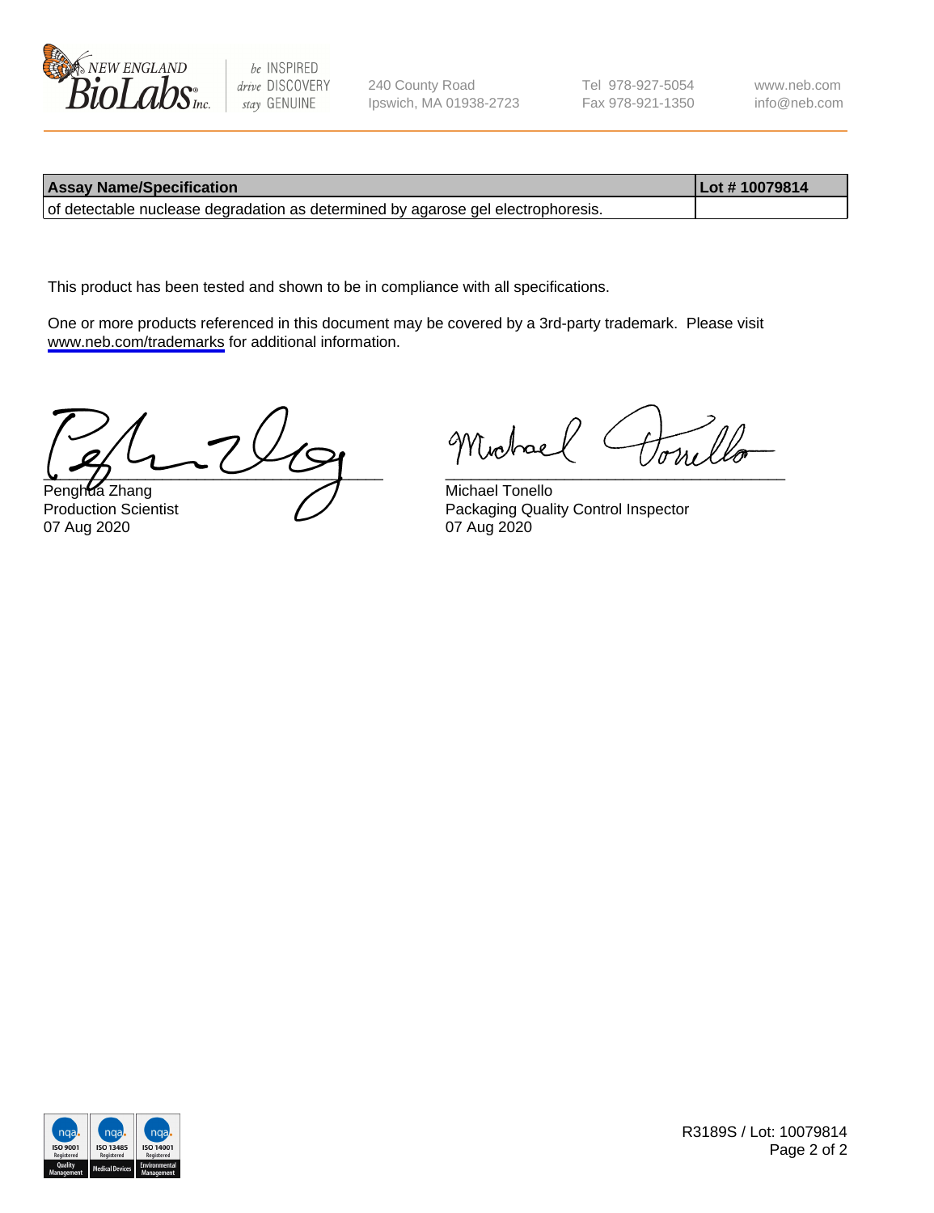| Assay Name/Specification | Lot # 10079814 |
| --- | --- |
| of detectable nuclease degradation as determined by agarose gel electrophoresis. | |

This product has been tested and shown to be in compliance with all specifications.

One or more products referenced in this document may be covered by a 3rd-party trademark. Please visit www.neb.com/trademarks for additional information.

Penghua Zhang
Production Scientist
07 Aug 2020

Michael Tonello
Packaging Quality Control Inspector
07 Aug 2020

R3189S / Lot: 10079814